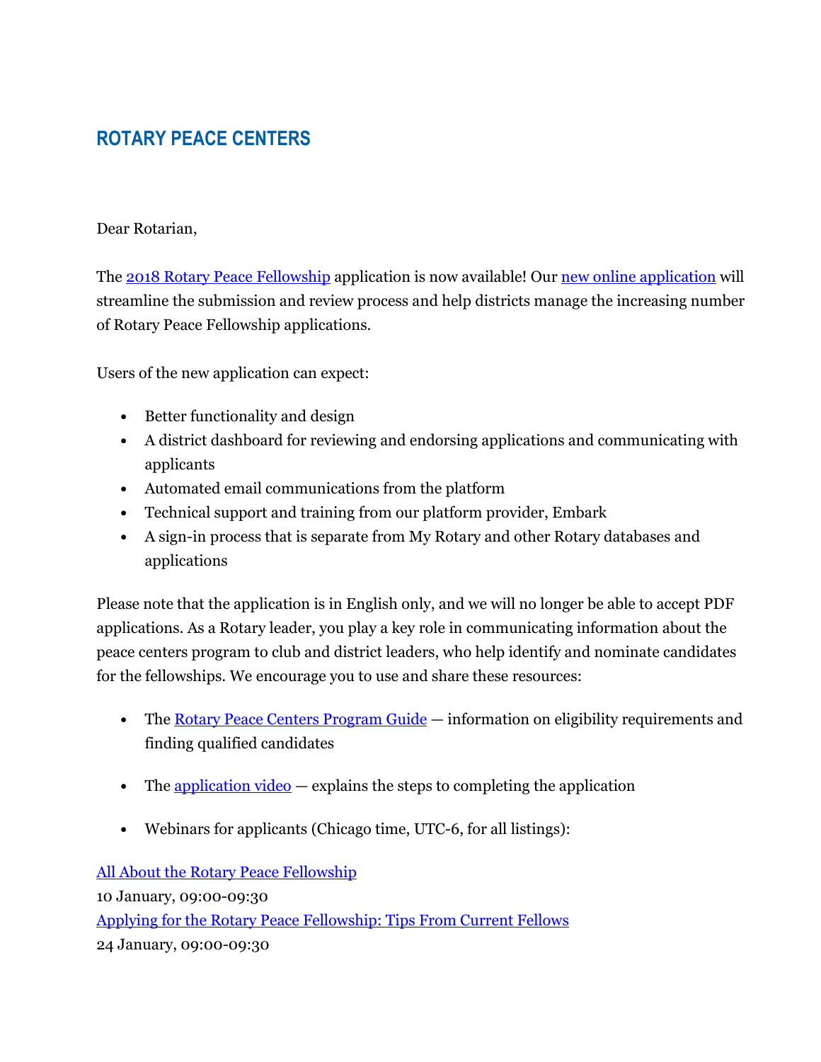## ROTARY PEACE CENTERS

Dear Rotarian,

The 2018 Rotary Peace Fellowship application is now available! Our new online application will streamline the submission and review process and help districts manage the increasing number of Rotary Peace Fellowship applications.

Users of the new application can expect:

- Better functionality and design
- A district dashboard for reviewing and endorsing applications and communicating with applicants
- Automated email communications from the platform
- Technical support and training from our platform provider, Embark
- A sign-in process that is separate from My Rotary and other Rotary databases and applications

Please note that the application is in English only, and we will no longer be able to accept PDF applications. As a Rotary leader, you play a key role in communicating information about the peace centers program to club and district leaders, who help identify and nominate candidates for the fellowships. We encourage you to use and share these resources:

- The Rotary Peace Centers Program Guide — information on eligibility requirements and finding qualified candidates

- The application video — explains the steps to completing the application

- Webinars for applicants (Chicago time, UTC-6, for all listings):

All About the Rotary Peace Fellowship
10 January, 09:00-09:30
Applying for the Rotary Peace Fellowship: Tips From Current Fellows
24 January, 09:00-09:30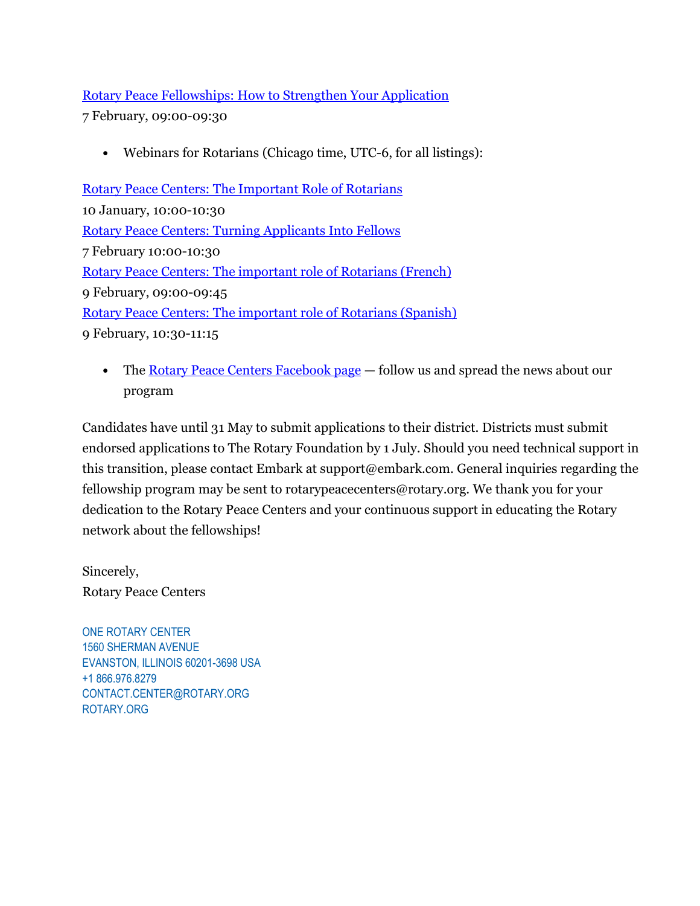Rotary Peace Fellowships: How to Strengthen Your Application
7 February, 09:00-09:30

- Webinars for Rotarians (Chicago time, UTC-6, for all listings):

Rotary Peace Centers: The Important Role of Rotarians
10 January, 10:00-10:30
Rotary Peace Centers: Turning Applicants Into Fellows
7 February 10:00-10:30
Rotary Peace Centers: The important role of Rotarians (French)
9 February, 09:00-09:45
Rotary Peace Centers: The important role of Rotarians (Spanish)
9 February, 10:30-11:15

- The Rotary Peace Centers Facebook page — follow us and spread the news about our program

Candidates have until 31 May to submit applications to their district. Districts must submit endorsed applications to The Rotary Foundation by 1 July. Should you need technical support in this transition, please contact Embark at support@embark.com. General inquiries regarding the fellowship program may be sent to rotarypeacecenters@rotary.org. We thank you for your dedication to the Rotary Peace Centers and your continuous support in educating the Rotary network about the fellowships!

Sincerely,
Rotary Peace Centers

ONE ROTARY CENTER
1560 SHERMAN AVENUE
EVANSTON, ILLINOIS 60201-3698 USA
+1 866.976.8279
CONTACT.CENTER@ROTARY.ORG
ROTARY.ORG